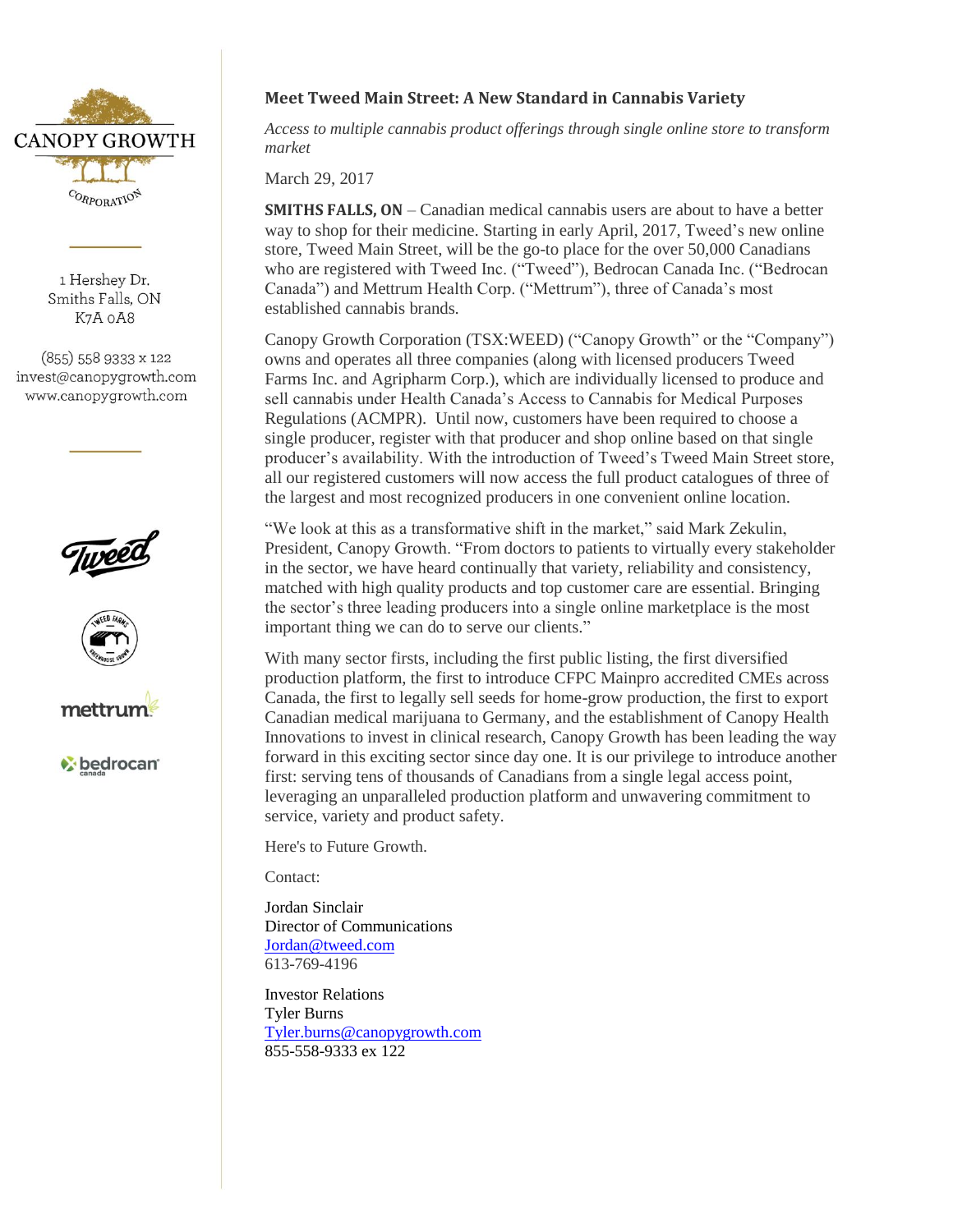CANOPY GROWTH CORPORATION

1 Hershey Dr.
Smiths Falls, ON
K7A 0A8

(855) 558 9333 x 122
invest@canopygrowth.com
www.canopygrowth.com

## Meet Tweed Main Street: A New Standard in Cannabis Variety

*Access to multiple cannabis product offerings through single online store to transform market*

March 29, 2017

**SMITHS FALLS, ON** – Canadian medical cannabis users are about to have a better way to shop for their medicine. Starting in early April, 2017, Tweed's new online store, Tweed Main Street, will be the go-to place for the over 50,000 Canadians who are registered with Tweed Inc. ("Tweed"), Bedrocan Canada Inc. ("Bedrocan Canada") and Mettrum Health Corp. ("Mettrum"), three of Canada's most established cannabis brands.

Canopy Growth Corporation (TSX:WEED) ("Canopy Growth" or the "Company") owns and operates all three companies (along with licensed producers Tweed Farms Inc. and Agripharm Corp.), which are individually licensed to produce and sell cannabis under Health Canada's Access to Cannabis for Medical Purposes Regulations (ACMPR). Until now, customers have been required to choose a single producer, register with that producer and shop online based on that single producer's availability. With the introduction of Tweed's Tweed Main Street store, all our registered customers will now access the full product catalogues of three of the largest and most recognized producers in one convenient online location.

"We look at this as a transformative shift in the market," said Mark Zekulin, President, Canopy Growth. "From doctors to patients to virtually every stakeholder in the sector, we have heard continually that variety, reliability and consistency, matched with high quality products and top customer care are essential. Bringing the sector's three leading producers into a single online marketplace is the most important thing we can do to serve our clients."

With many sector firsts, including the first public listing, the first diversified production platform, the first to introduce CFPC Mainpro accredited CMEs across Canada, the first to legally sell seeds for home-grow production, the first to export Canadian medical marijuana to Germany, and the establishment of Canopy Health Innovations to invest in clinical research, Canopy Growth has been leading the way forward in this exciting sector since day one. It is our privilege to introduce another first: serving tens of thousands of Canadians from a single legal access point, leveraging an unparalleled production platform and unwavering commitment to service, variety and product safety.

Here's to Future Growth.

Contact:

Jordan Sinclair
Director of Communications
Jordan@tweed.com
613-769-4196

Investor Relations
Tyler Burns
Tyler.burns@canopygrowth.com
855-558-9333 ex 122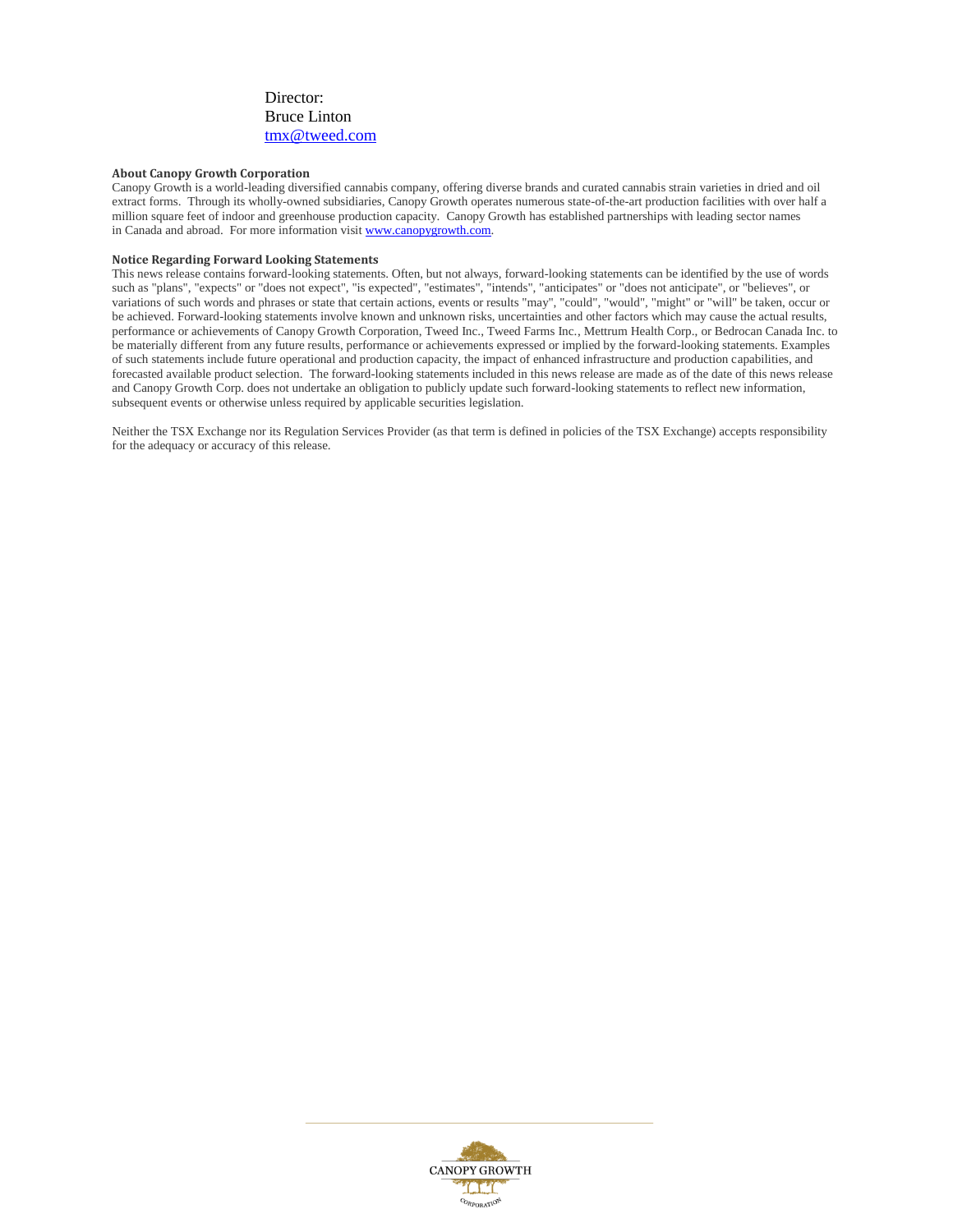Director:
Bruce Linton
tmx@tweed.com

**About Canopy Growth Corporation**

Canopy Growth is a world-leading diversified cannabis company, offering diverse brands and curated cannabis strain varieties in dried and oil extract forms. Through its wholly-owned subsidiaries, Canopy Growth operates numerous state-of-the-art production facilities with over half a million square feet of indoor and greenhouse production capacity. Canopy Growth has established partnerships with leading sector names in Canada and abroad. For more information visit www.canopygrowth.com.

**Notice Regarding Forward Looking Statements**

This news release contains forward-looking statements. Often, but not always, forward-looking statements can be identified by the use of words such as "plans", "expects" or "does not expect", "is expected", "estimates", "intends", "anticipates" or "does not anticipate", or "believes", or variations of such words and phrases or state that certain actions, events or results "may", "could", "would", "might" or "will" be taken, occur or be achieved. Forward-looking statements involve known and unknown risks, uncertainties and other factors which may cause the actual results, performance or achievements of Canopy Growth Corporation, Tweed Inc., Tweed Farms Inc., Mettrum Health Corp., or Bedrocan Canada Inc. to be materially different from any future results, performance or achievements expressed or implied by the forward-looking statements. Examples of such statements include future operational and production capacity, the impact of enhanced infrastructure and production capabilities, and forecasted available product selection. The forward-looking statements included in this news release are made as of the date of this news release and Canopy Growth Corp. does not undertake an obligation to publicly update such forward-looking statements to reflect new information, subsequent events or otherwise unless required by applicable securities legislation.

Neither the TSX Exchange nor its Regulation Services Provider (as that term is defined in policies of the TSX Exchange) accepts responsibility for the adequacy or accuracy of this release.